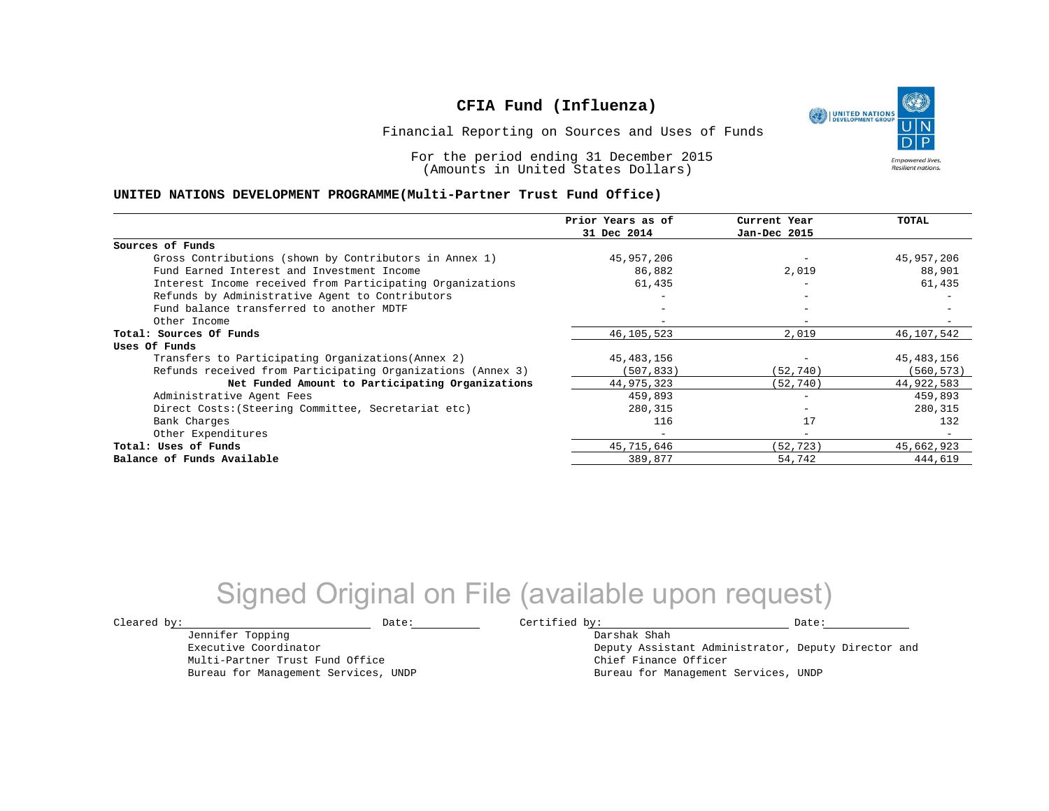# CFIA Fund (Influenza)

Financial Reporting on Sources and Uses of Funds

For the period ending 31 December 2015
(Amounts in United States Dollars)

**UNITED NATIONS DEVELOPMENT PROGRAMME(Multi-Partner Trust Fund Office)**

| | Prior Years as of 31 Dec 2014 | Current Year Jan-Dec 2015 | TOTAL |
|---|---|---|---|
| **Sources of Funds** | | | |
| Gross Contributions (shown by Contributors in Annex 1) | 45,957,206 | - | 45,957,206 |
| Fund Earned Interest and Investment Income | 86,882 | 2,019 | 88,901 |
| Interest Income received from Participating Organizations | 61,435 | - | 61,435 |
| Refunds by Administrative Agent to Contributors | - | - | - |
| Fund balance transferred to another MDTF | - | - | - |
| Other Income | - | - | - |
| **Total: Sources Of Funds** | 46,105,523 | 2,019 | 46,107,542 |
| **Uses Of Funds** | | | |
| Transfers to Participating Organizations(Annex 2) | 45,483,156 | - | 45,483,156 |
| Refunds received from Participating Organizations (Annex 3) | (507,833) | (52,740) | (560,573) |
| **Net Funded Amount to Participating Organizations** | 44,975,323 | (52,740) | 44,922,583 |
| Administrative Agent Fees | 459,893 | - | 459,893 |
| Direct Costs:(Steering Committee, Secretariat etc) | 280,315 | - | 280,315 |
| Bank Charges | 116 | 17 | 132 |
| Other Expenditures | - | - | - |
| **Total: Uses of Funds** | 45,715,646 | (52,723) | 45,662,923 |
| **Balance of Funds Available** | 389,877 | 54,742 | 444,619 |

Signed Original on File (available upon request)

Cleared by: \_\_\_\_\_\_\_\_\_\_\_\_\_\_\_\_\_\_\_\_ Date: \_\_\_\_\_\_\_\_\_\_
Jennifer Topping
Executive Coordinator
Multi-Partner Trust Fund Office
Bureau for Management Services, UNDP

Certified by: \_\_\_\_\_\_\_\_\_\_\_\_\_\_\_\_\_\_\_\_ Date: \_\_\_\_\_\_\_\_\_\_
Darshak Shah
Deputy Assistant Administrator, Deputy Director and
Chief Finance Officer
Bureau for Management Services, UNDP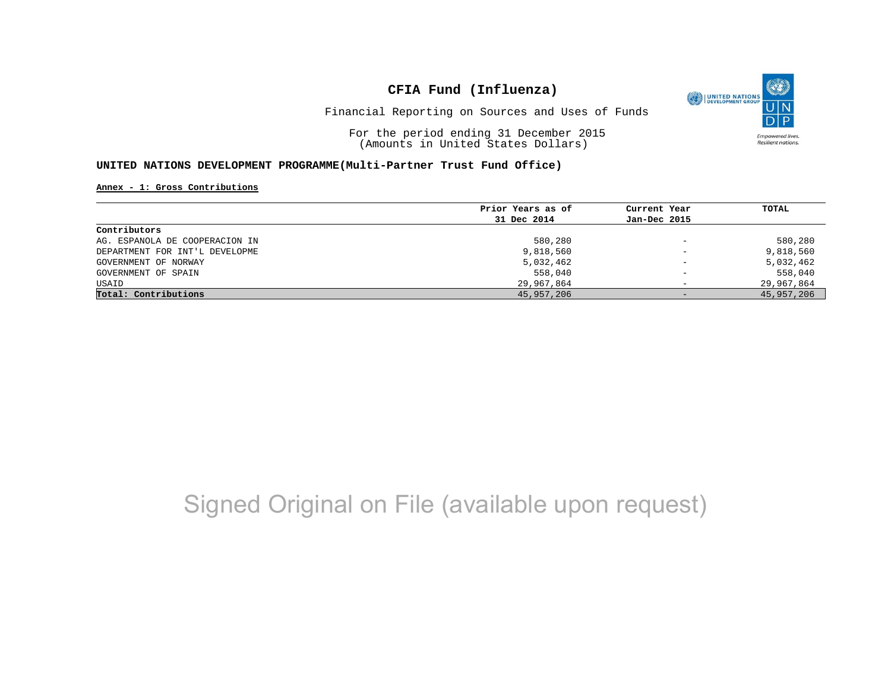# CFIA Fund (Influenza)

Financial Reporting on Sources and Uses of Funds

For the period ending 31 December 2015
(Amounts in United States Dollars)

**UNITED NATIONS DEVELOPMENT PROGRAMME(Multi-Partner Trust Fund Office)**

**Annex - 1: Gross Contributions**

| | Prior Years as of 31 Dec 2014 | Current Year Jan-Dec 2015 | TOTAL |
|---|---|---|---|
| **Contributors** | | | |
| AG. ESPANOLA DE COOPERACION IN | 580,280 | - | 580,280 |
| DEPARTMENT FOR INT'L DEVELOPME | 9,818,560 | - | 9,818,560 |
| GOVERNMENT OF NORWAY | 5,032,462 | - | 5,032,462 |
| GOVERNMENT OF SPAIN | 558,040 | - | 558,040 |
| USAID | 29,967,864 | - | 29,967,864 |
| **Total: Contributions** | 45,957,206 | - | 45,957,206 |

Signed Original on File (available upon request)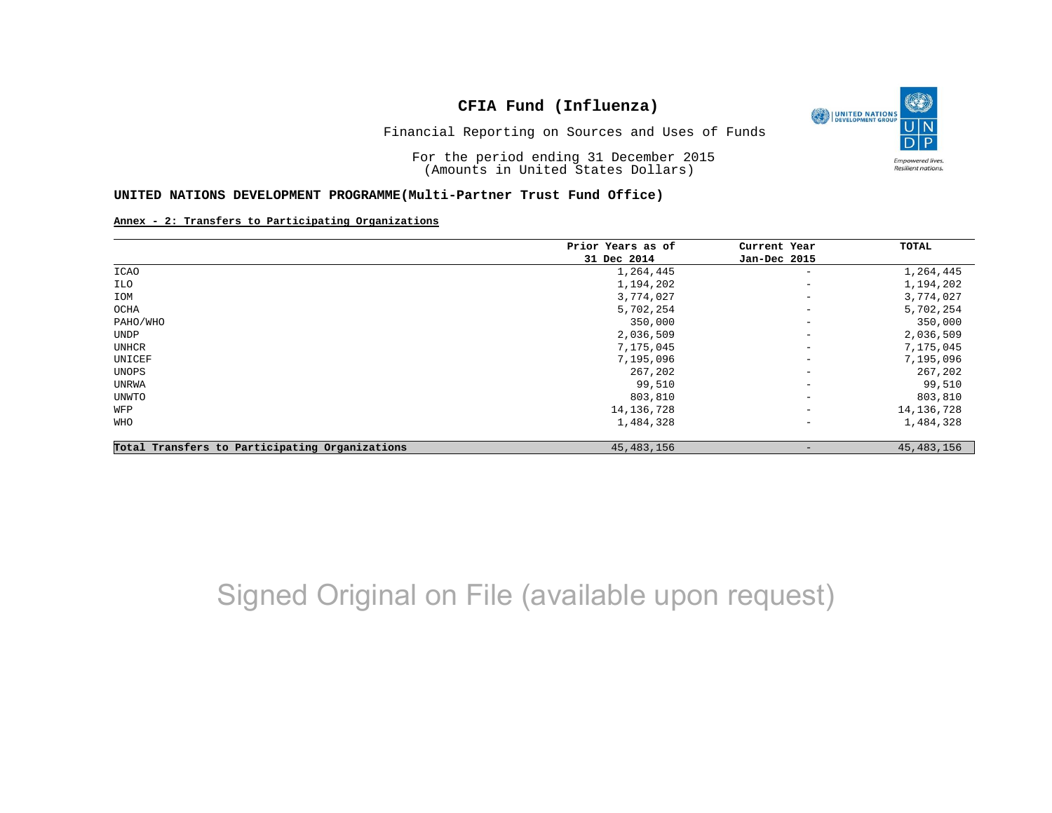# CFIA Fund (Influenza)

Financial Reporting on Sources and Uses of Funds

For the period ending 31 December 2015
(Amounts in United States Dollars)

**UNITED NATIONS DEVELOPMENT PROGRAMME(Multi-Partner Trust Fund Office)**

**Annex - 2: Transfers to Participating Organizations**

| | Prior Years as of 31 Dec 2014 | Current Year Jan-Dec 2015 | TOTAL |
|---|---|---|---|
| ICAO | 1,264,445 | - | 1,264,445 |
| ILO | 1,194,202 | - | 1,194,202 |
| IOM | 3,774,027 | - | 3,774,027 |
| OCHA | 5,702,254 | - | 5,702,254 |
| PAHO/WHO | 350,000 | - | 350,000 |
| UNDP | 2,036,509 | - | 2,036,509 |
| UNHCR | 7,175,045 | - | 7,175,045 |
| UNICEF | 7,195,096 | - | 7,195,096 |
| UNOPS | 267,202 | - | 267,202 |
| UNRWA | 99,510 | - | 99,510 |
| UNWTO | 803,810 | - | 803,810 |
| WFP | 14,136,728 | - | 14,136,728 |
| WHO | 1,484,328 | - | 1,484,328 |
| **Total Transfers to Participating Organizations** | 45,483,156 | - | 45,483,156 |

Signed Original on File (available upon request)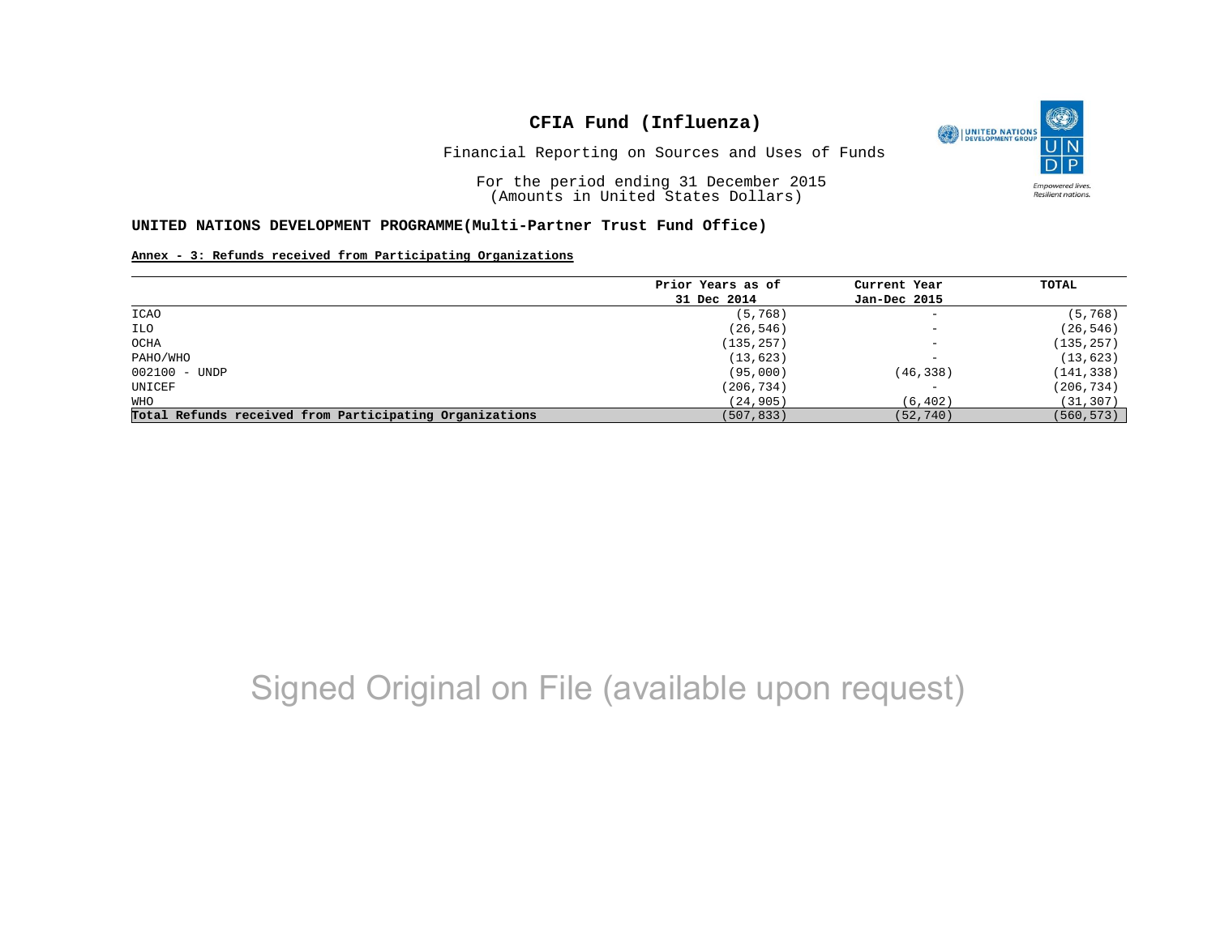# CFIA Fund (Influenza)

Financial Reporting on Sources and Uses of Funds

For the period ending 31 December 2015
(Amounts in United States Dollars)

**UNITED NATIONS DEVELOPMENT PROGRAMME(Multi-Partner Trust Fund Office)**

**Annex - 3: Refunds received from Participating Organizations**

| | Prior Years as of 31 Dec 2014 | Current Year Jan-Dec 2015 | TOTAL |
|---|---|---|---|
| ICAO | (5,768) | - | (5,768) |
| ILO | (26,546) | - | (26,546) |
| OCHA | (135,257) | - | (135,257) |
| PAHO/WHO | (13,623) | - | (13,623) |
| 002100 - UNDP | (95,000) | (46,338) | (141,338) |
| UNICEF | (206,734) | - | (206,734) |
| WHO | (24,905) | (6,402) | (31,307) |
| **Total Refunds received from Participating Organizations** | (507,833) | (52,740) | (560,573) |

Signed Original on File (available upon request)